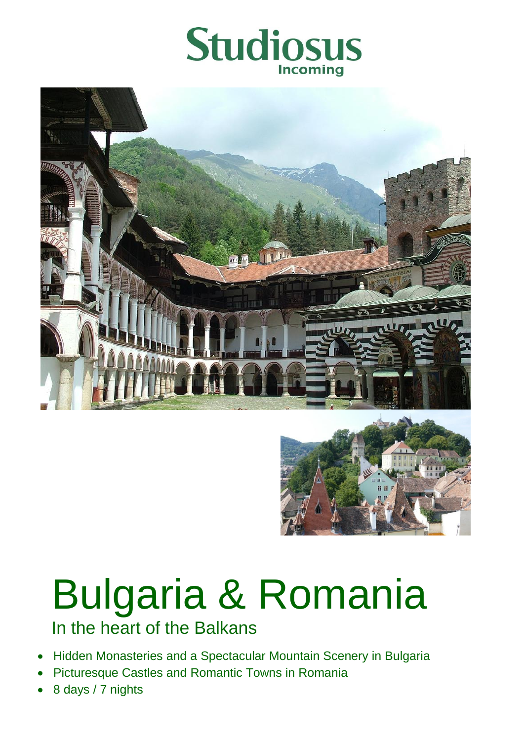Studiosus
Incoming

# Bulgaria & Romania

## In the heart of the Balkans

- Hidden Monasteries and a Spectacular Mountain Scenery in Bulgaria
- Picturesque Castles and Romantic Towns in Romania
- 8 days / 7 nights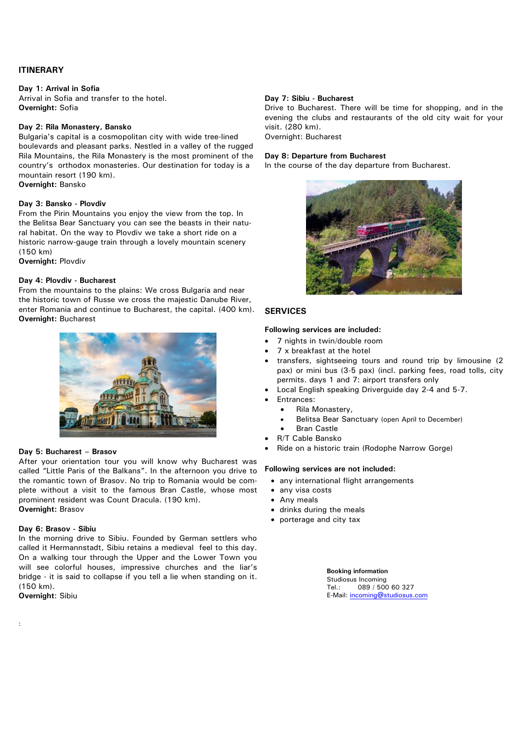## ITINERARY

**Day 1: Arrival in Sofia**
Arrival in Sofia and transfer to the hotel.
**Overnight:** Sofia

**Day 2: Rila Monastery, Bansko**
Bulgaria's capital is a cosmopolitan city with wide tree-lined boulevards and pleasant parks. Nestled in a valley of the rugged Rila Mountains, the Rila Monastery is the most prominent of the country's orthodox monasteries. Our destination for today is a mountain resort (190 km).
**Overnight:** Bansko

**Day 3: Bansko - Plovdiv**
From the Pirin Mountains you enjoy the view from the top. In the Belitsa Bear Sanctuary you can see the beasts in their natural habitat. On the way to Plovdiv we take a short ride on a historic narrow-gauge train through a lovely mountain scenery (150 km)
**Overnight:** Plovdiv

**Day 4: Plovdiv - Bucharest**
From the mountains to the plains: We cross Bulgaria and near the historic town of Russe we cross the majestic Danube River, enter Romania and continue to Bucharest, the capital. (400 km).
**Overnight:** Bucharest

**Day 5: Bucharest – Brasov**
After your orientation tour you will know why Bucharest was called "Little Paris of the Balkans". In the afternoon you drive to the romantic town of Brasov. No trip to Romania would be complete without a visit to the famous Bran Castle, whose most prominent resident was Count Dracula. (190 km).
**Overnight:** Brasov

**Day 6: Brasov - Sibiu**
In the morning drive to Sibiu. Founded by German settlers who called it Hermannstadt, Sibiu retains a medieval feel to this day. On a walking tour through the Upper and the Lower Town you will see colorful houses, impressive churches and the liar's bridge - it is said to collapse if you tell a lie when standing on it. (150 km).
**Overnight**: Sibiu

**Day 7: Sibiu - Bucharest**
Drive to Bucharest. There will be time for shopping, and in the evening the clubs and restaurants of the old city wait for your visit. (280 km).
Overnight: Bucharest

**Day 8: Departure from Bucharest**
In the course of the day departure from Bucharest.

## SERVICES

**Following services are included:**

- 7 nights in twin/double room
- 7 x breakfast at the hotel
- transfers, sightseeing tours and round trip by limousine (2 pax) or mini bus (3-5 pax) (incl. parking fees, road tolls, city permits. days 1 and 7: airport transfers only
- Local English speaking Driverguide day 2-4 and 5-7.
- Entrances:
  - Rila Monastery,
  - Belitsa Bear Sanctuary (open April to December)
  - Bran Castle
- R/T Cable Bansko
- Ride on a historic train (Rodophe Narrow Gorge)

**Following services are not included:**

- any international flight arrangements
- any visa costs
- Any meals
- drinks during the meals
- porterage and city tax

**Booking information**
Studiosus Incoming
Tel.: 089 / 500 60 327
E-Mail: incoming@studiosus.com